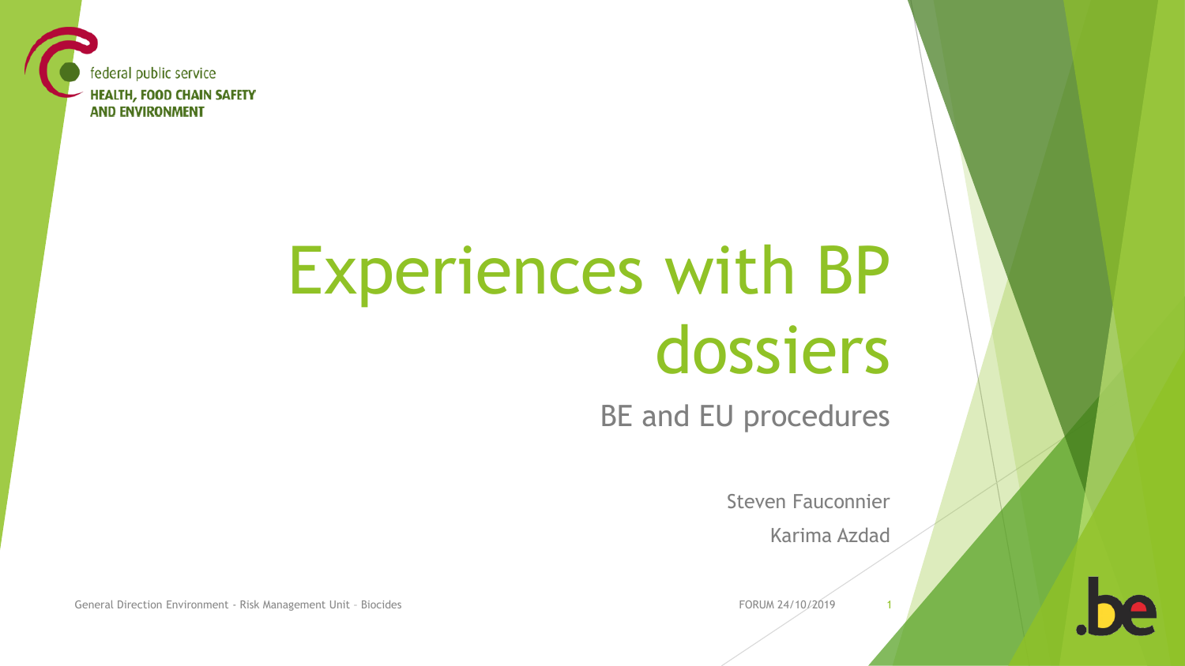federal public service
**HEALTH, FOOD CHAIN SAFETY AND ENVIRONMENT**

# Experiences with BP dossiers

## BE and EU procedures

Steven Fauconnier

Karima Azdad

General Direction Environment - Risk Management Unit – Biocides

FORUM 24/10/2019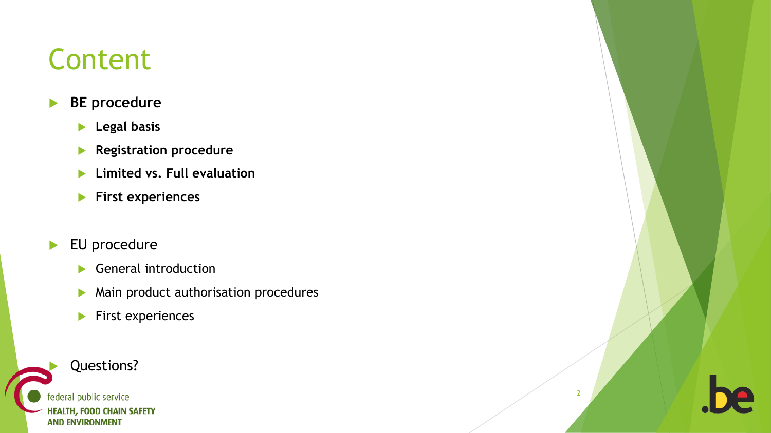# Content

- **BE procedure**
  - **Legal basis**
  - **Registration procedure**
  - **Limited vs. Full evaluation**
  - **First experiences**
- EU procedure
  - General introduction
  - Main product authorisation procedures
  - First experiences
- Questions?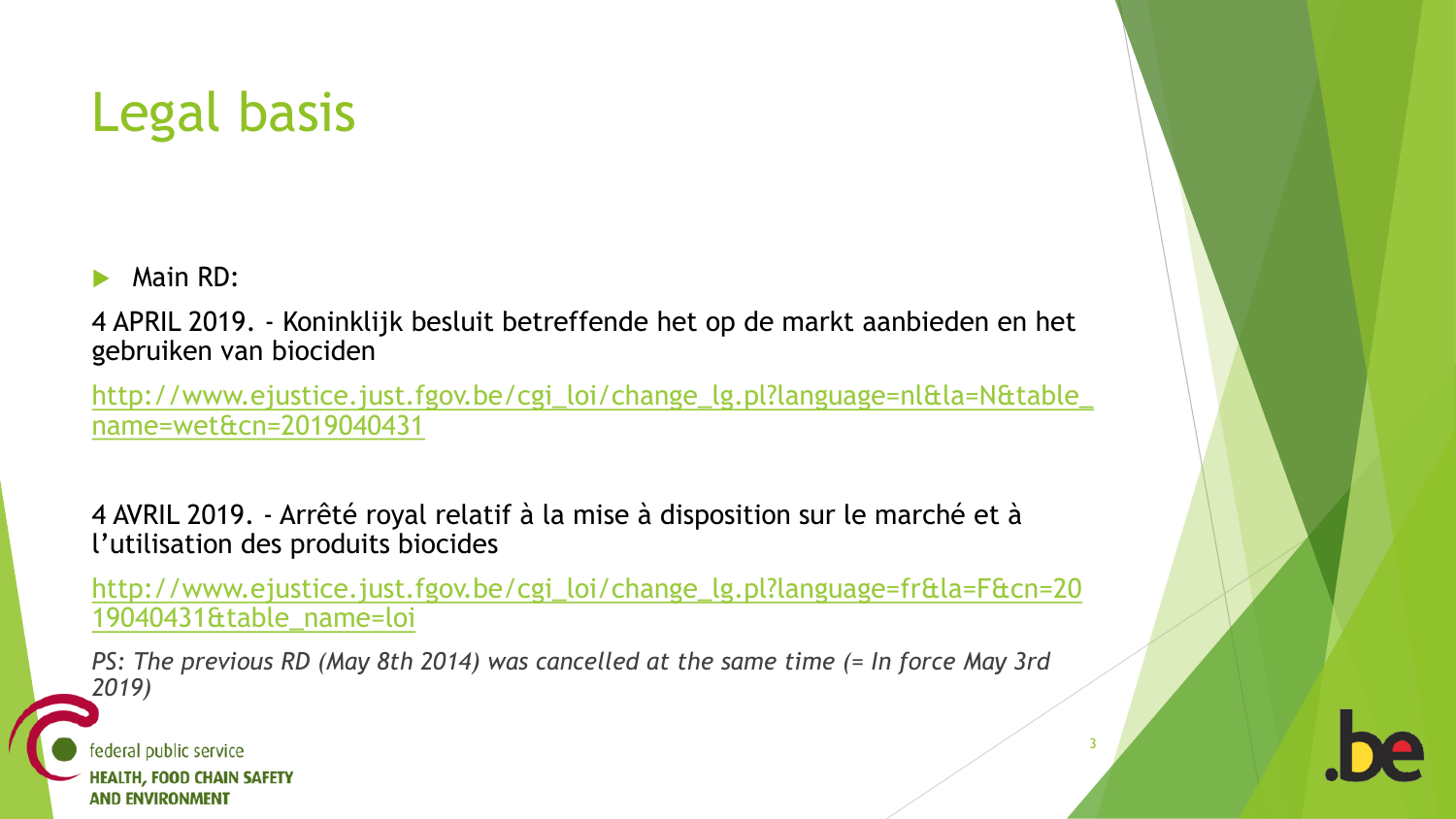# Legal basis

- Main RD:

4 APRIL 2019. - Koninklijk besluit betreffende het op de markt aanbieden en het gebruiken van biociden

http://www.ejustice.just.fgov.be/cgi_loi/change_lg.pl?language=nl&la=N&table_name=wet&cn=2019040431

4 AVRIL 2019. - Arrêté royal relatif à la mise à disposition sur le marché et à l'utilisation des produits biocides

http://www.ejustice.just.fgov.be/cgi_loi/change_lg.pl?language=fr&la=F&cn=2019040431&table_name=loi

*PS: The previous RD (May 8th 2014) was cancelled at the same time (= In force May 3rd 2019)*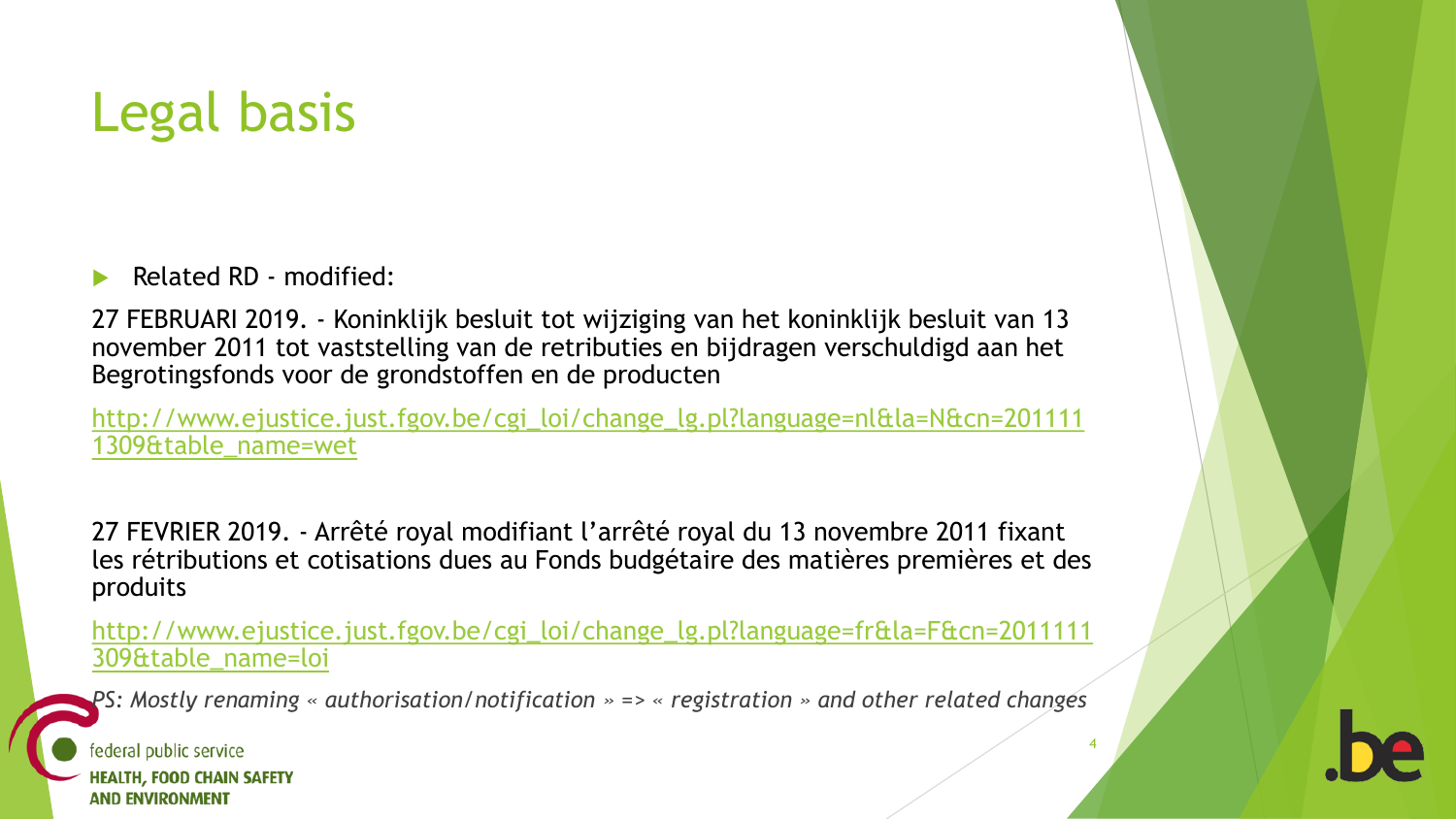# Legal basis

- Related RD - modified:

27 FEBRUARI 2019. - Koninklijk besluit tot wijziging van het koninklijk besluit van 13 november 2011 tot vaststelling van de retributies en bijdragen verschuldigd aan het Begrotingsfonds voor de grondstoffen en de producten

[http://www.ejustice.just.fgov.be/cgi_loi/change_lg.pl?language=nl&la=N&cn=2011111309&table_name=wet](http://www.ejustice.just.fgov.be/cgi_loi/change_lg.pl?language=nl&la=N&cn=2011111309&table_name=wet)

27 FEVRIER 2019. - Arrêté royal modifiant l'arrêté royal du 13 novembre 2011 fixant les rétributions et cotisations dues au Fonds budgétaire des matières premières et des produits

[http://www.ejustice.just.fgov.be/cgi_loi/change_lg.pl?language=fr&la=F&cn=2011111309&table_name=loi](http://www.ejustice.just.fgov.be/cgi_loi/change_lg.pl?language=fr&la=F&cn=2011111309&table_name=loi)

*PS: Mostly renaming « authorisation/notification » => « registration » and other related changes*

federal public service
**HEALTH, FOOD CHAIN SAFETY AND ENVIRONMENT**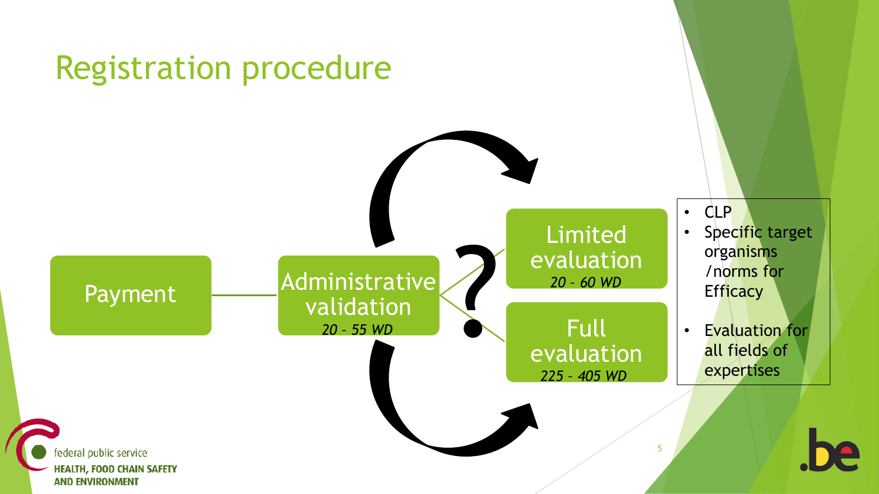# Registration procedure

Payment

Administrative validation
*20 – 55 WD*

?

Limited evaluation
*20 – 60 WD*

Full evaluation
*225 – 405 WD*

- CLP
- Specific target organisms /norms for Efficacy

- Evaluation for all fields of expertises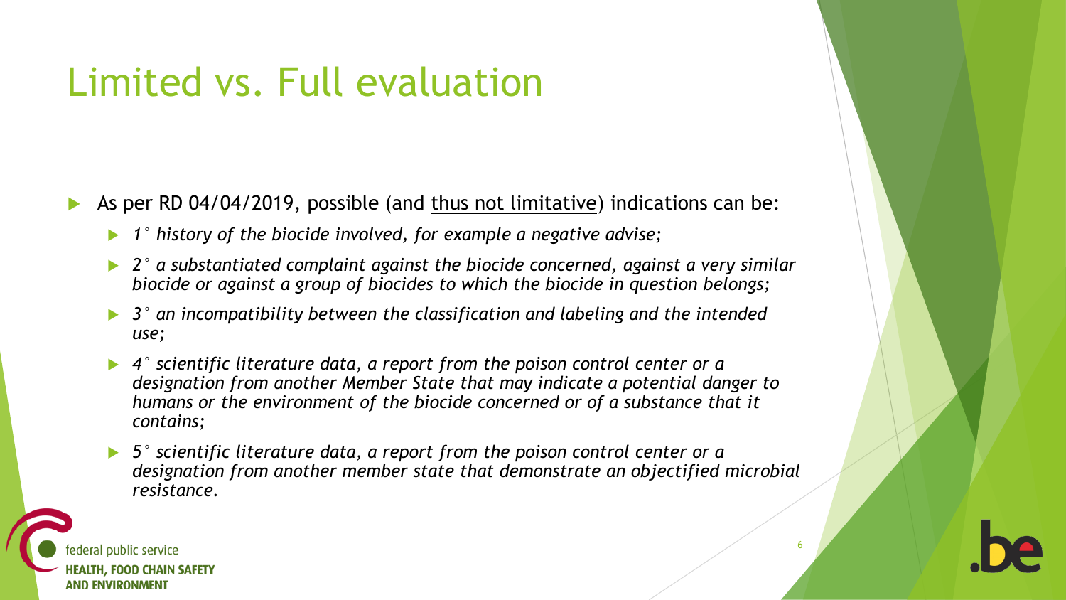# Limited vs. Full evaluation

- As per RD 04/04/2019, possible (and <u>thus not limitative</u>) indications can be:
  - *1° history of the biocide involved, for example a negative advise;*
  - *2° a substantiated complaint against the biocide concerned, against a very similar biocide or against a group of biocides to which the biocide in question belongs;*
  - *3° an incompatibility between the classification and labeling and the intended use;*
  - *4° scientific literature data, a report from the poison control center or a designation from another Member State that may indicate a potential danger to humans or the environment of the biocide concerned or of a substance that it contains;*
  - *5° scientific literature data, a report from the poison control center or a designation from another member state that demonstrate an objectified microbial resistance.*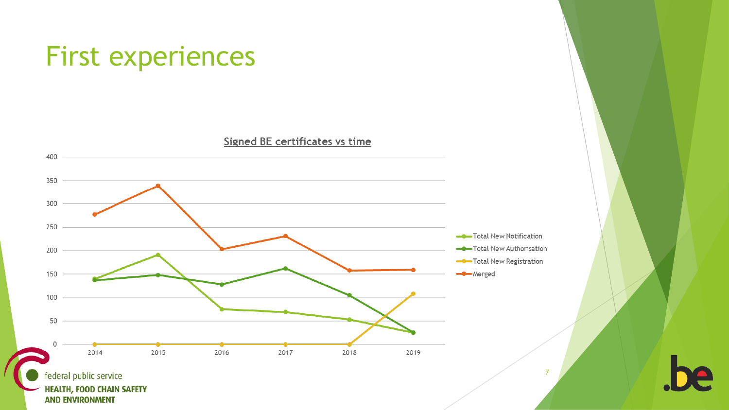# First experiences

**Signed BE certificates vs time**

| Year | Total New Notification | Total New Authorisation | Total New Registration | Merged |
|---|---|---|---|---|
| 2014 | 140 | 137 | 0 | 277 |
| 2015 | 191 | 148 | 0 | 339 |
| 2016 | 76 | 128 | 0 | 204 |
| 2017 | 70 | 162 | 0 | 232 |
| 2018 | 53 | 105 | 0 | 158 |
| 2019 | 26 | 26 | 108 | 160 |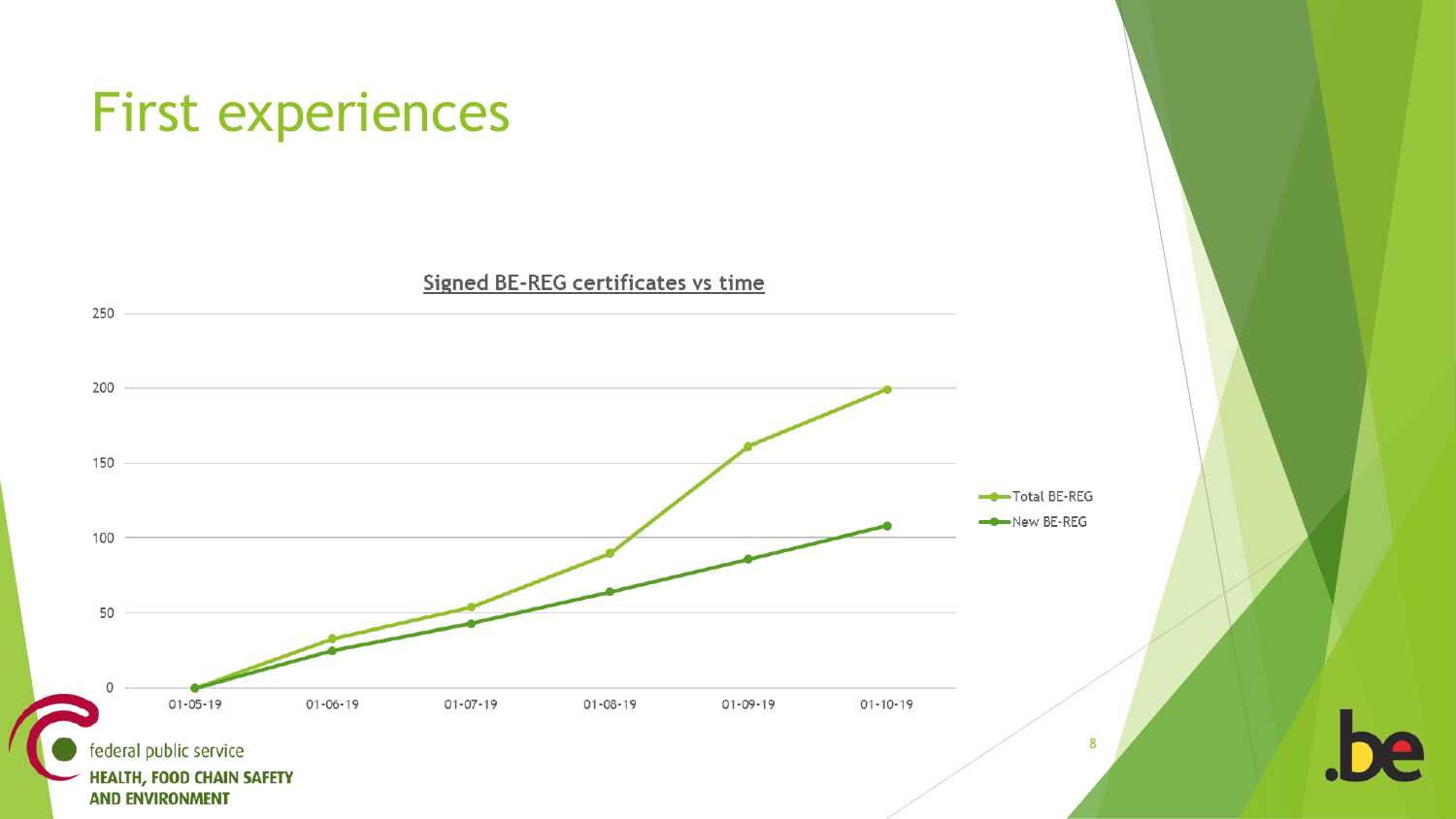# First experiences

**Signed BE-REG certificates vs time**

| Date | Total BE-REG | New BE-REG |
|---|---|---|
| 01-05-19 | 0 | 0 |
| 01-06-19 | 33 | 25 |
| 01-07-19 | 54 | 43 |
| 01-08-19 | 90 | 64 |
| 01-09-19 | 161 | 86 |
| 01-10-19 | 199 | 108 |

federal public service
**HEALTH, FOOD CHAIN SAFETY AND ENVIRONMENT**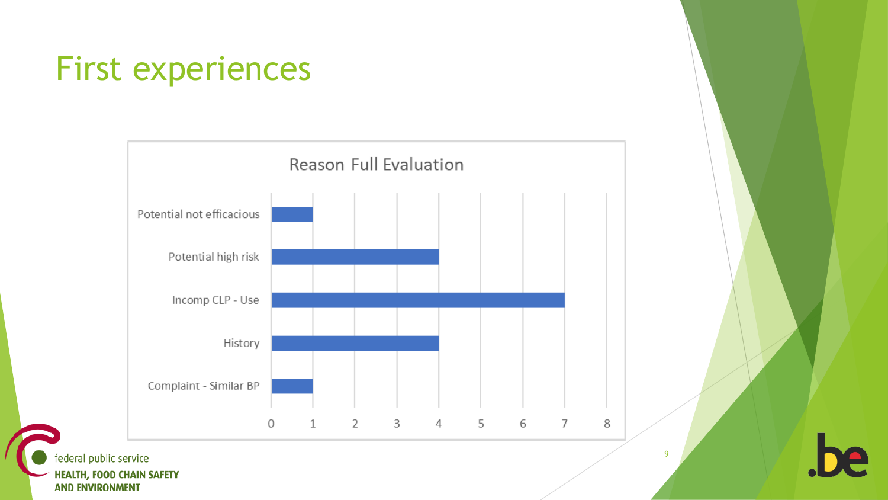# First experiences

**Reason Full Evaluation**

| Reason | Count |
| --- | --- |
| Potential not efficacious | 1 |
| Potential high risk | 4 |
| Incomp CLP - Use | 7 |
| History | 4 |
| Complaint - Similar BP | 1 |

federal public service
**HEALTH, FOOD CHAIN SAFETY AND ENVIRONMENT**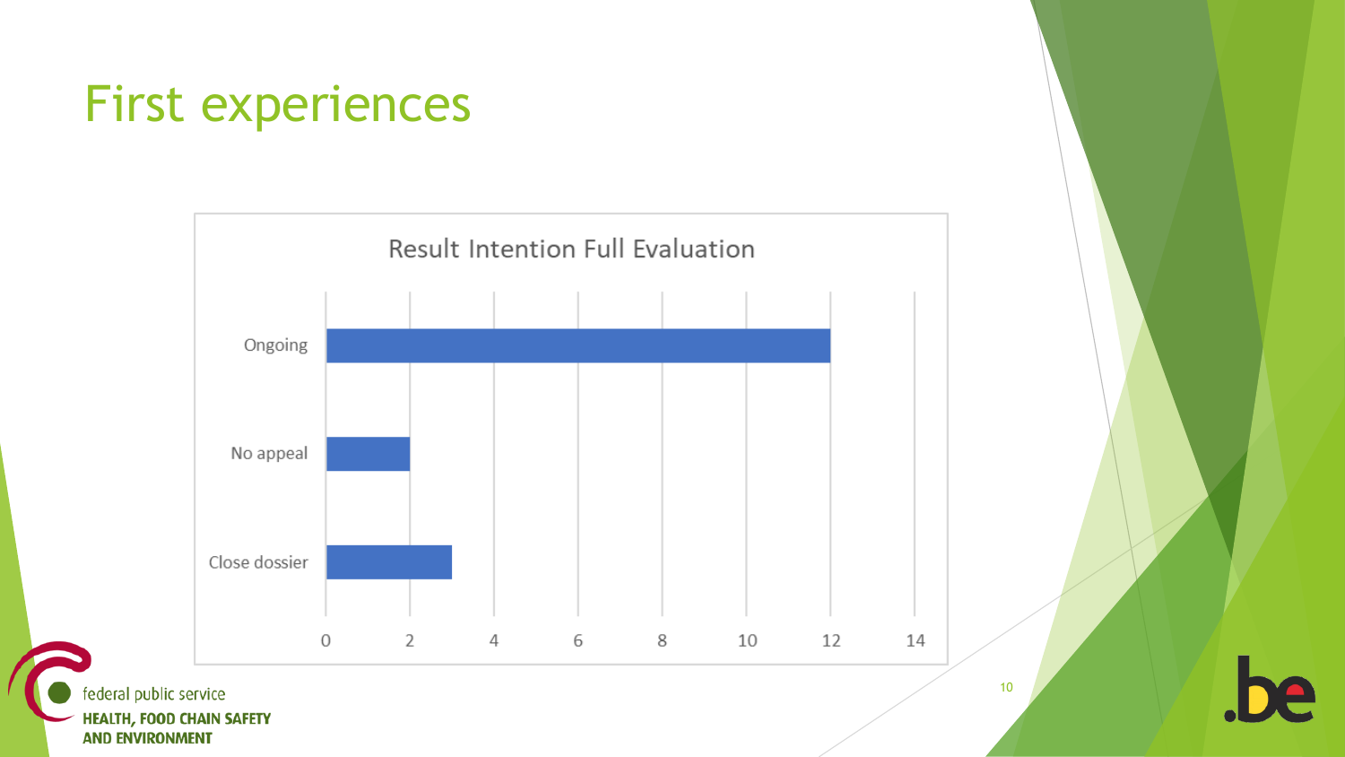# First experiences

**Result Intention Full Evaluation**

| Category | Value |
| --- | --- |
| Ongoing | 12 |
| No appeal | 2 |
| Close dossier | 3 |

federal public service
**HEALTH, FOOD CHAIN SAFETY AND ENVIRONMENT**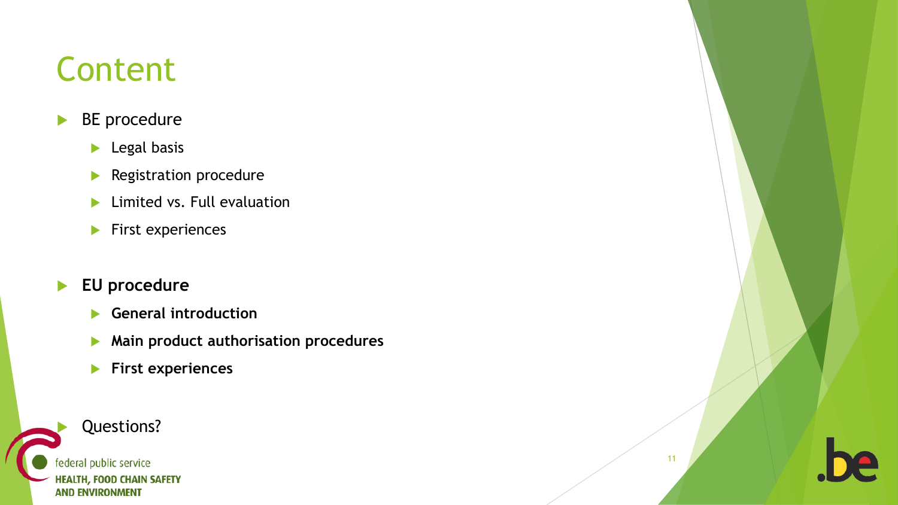# Content

- BE procedure
  - Legal basis
  - Registration procedure
  - Limited vs. Full evaluation
  - First experiences
- **EU procedure**
  - **General introduction**
  - **Main product authorisation procedures**
  - **First experiences**
- Questions?

federal public service
HEALTH, FOOD CHAIN SAFETY AND ENVIRONMENT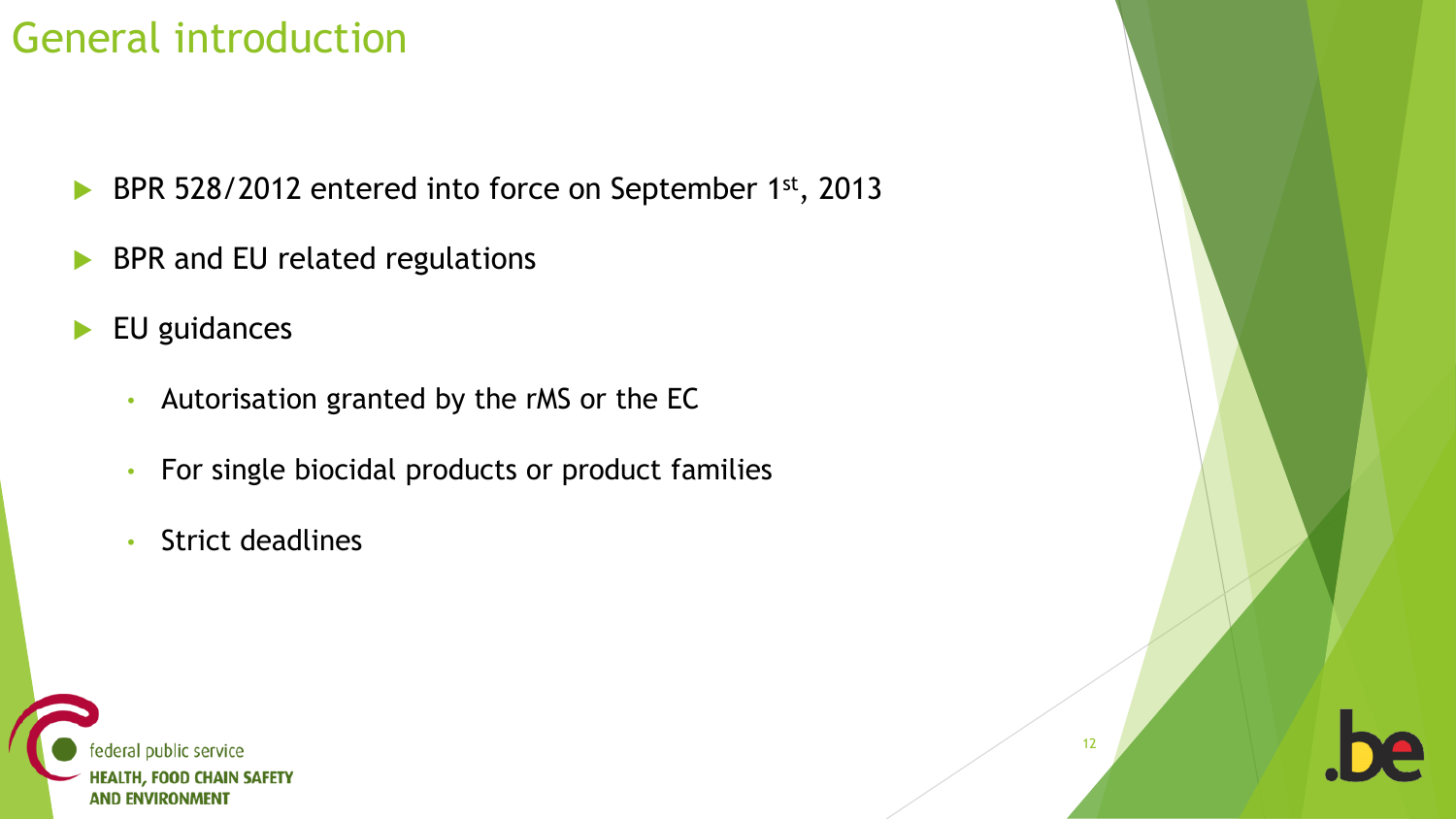# General introduction

- BPR 528/2012 entered into force on September 1st, 2013
- BPR and EU related regulations
- EU guidances
  - Autorisation granted by the rMS or the EC
  - For single biocidal products or product families
  - Strict deadlines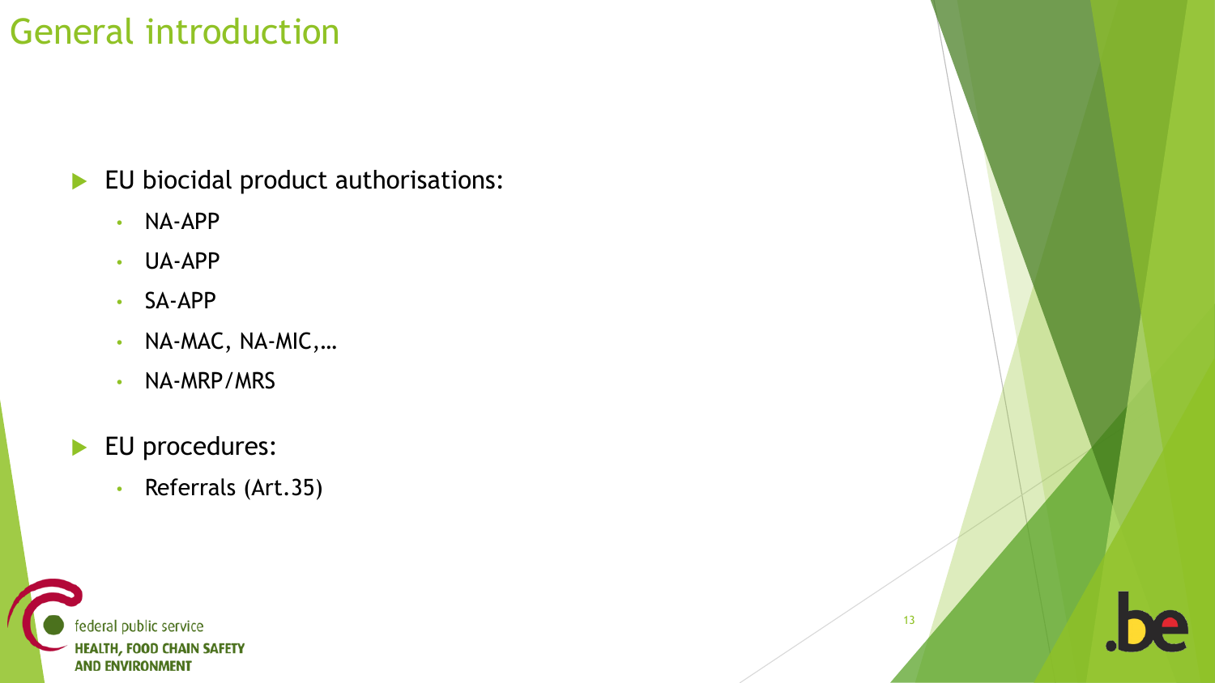# General introduction

- EU biocidal product authorisations:
  - NA-APP
  - UA-APP
  - SA-APP
  - NA-MAC, NA-MIC,…
  - NA-MRP/MRS
- EU procedures:
  - Referrals (Art.35)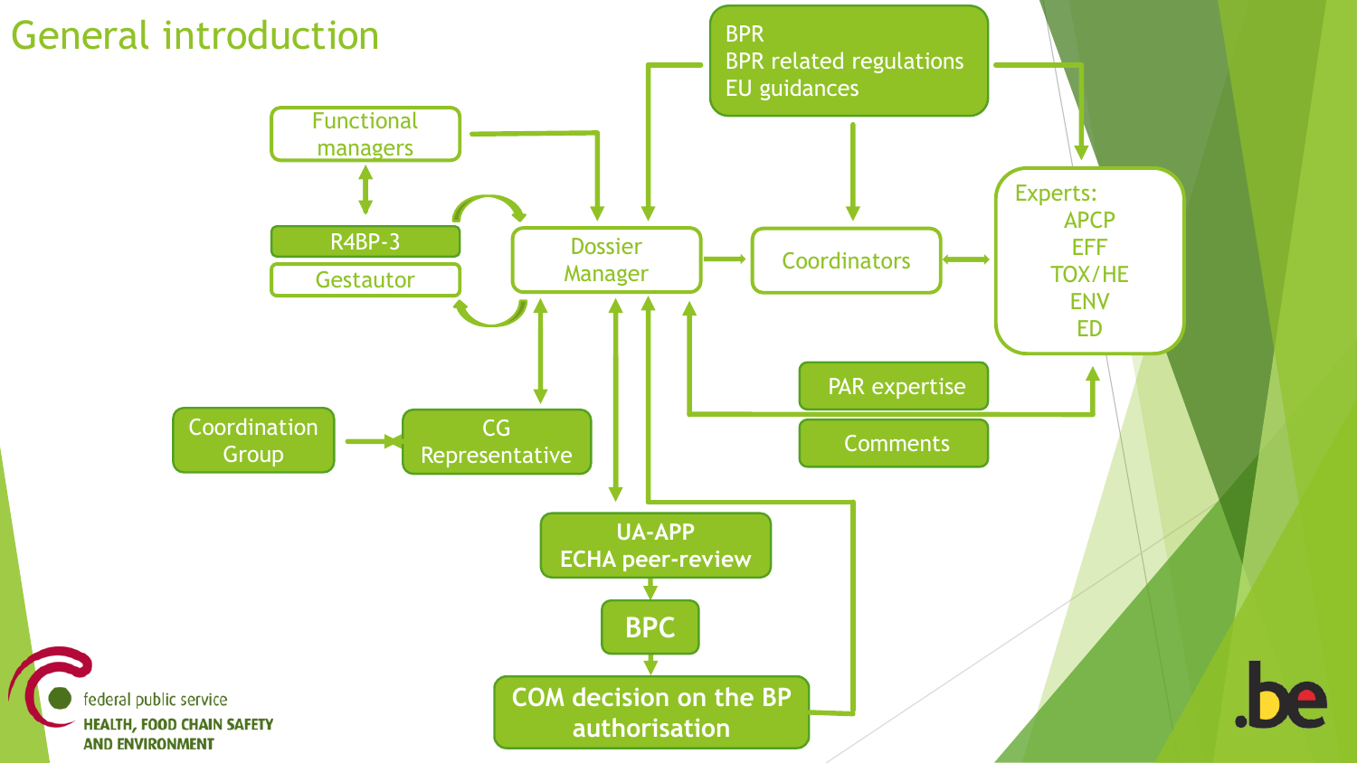# General introduction

BPR
BPR related regulations
EU guidances

Functional managers

R4BP-3

Gestautor

Dossier Manager

Coordinators

Experts:
APCP
EFF
TOX/HE
ENV
ED

PAR expertise

Comments

Coordination Group

CG Representative

UA-APP
ECHA peer-review

BPC

COM decision on the BP authorisation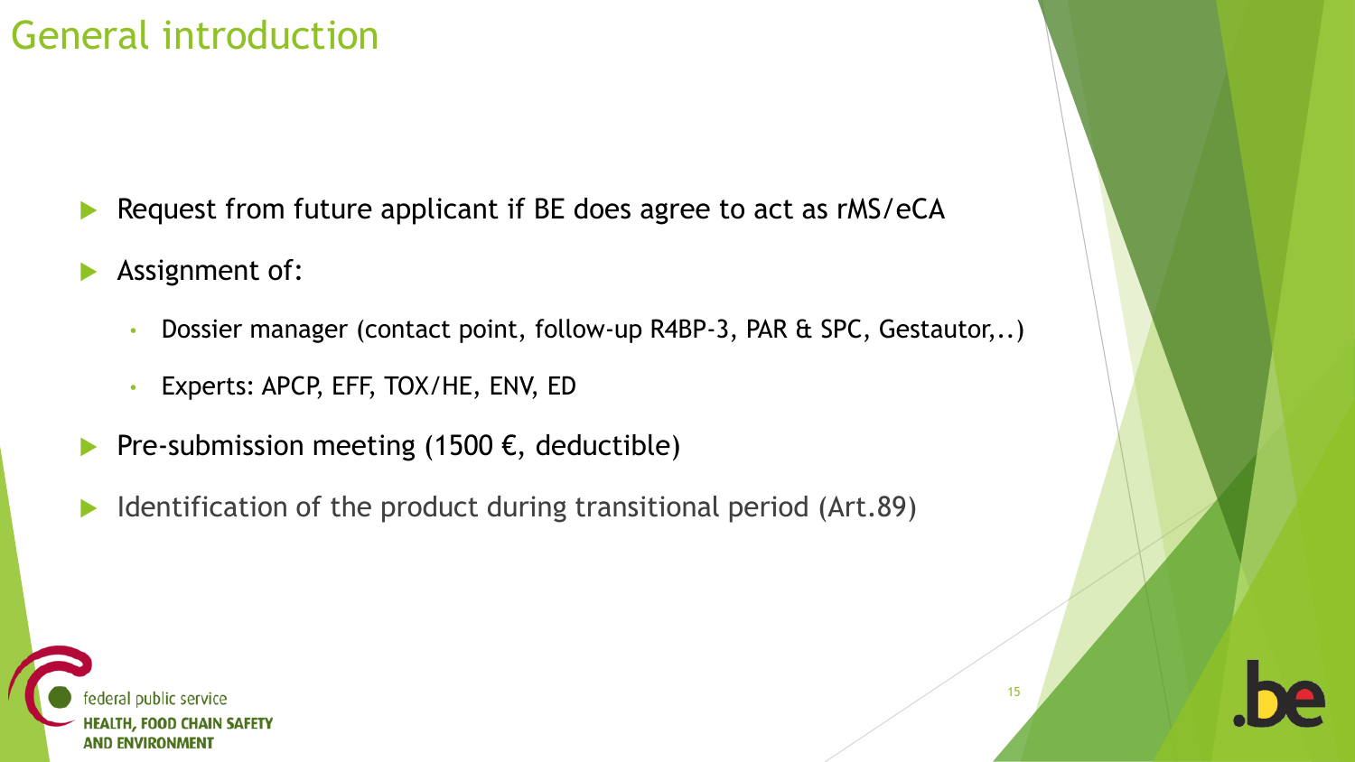# General introduction

- Request from future applicant if BE does agree to act as rMS/eCA
- Assignment of:
  - Dossier manager (contact point, follow-up R4BP-3, PAR & SPC, Gestautor,..)
  - Experts: APCP, EFF, TOX/HE, ENV, ED
- Pre-submission meeting (1500 €, deductible)
- Identification of the product during transitional period (Art.89)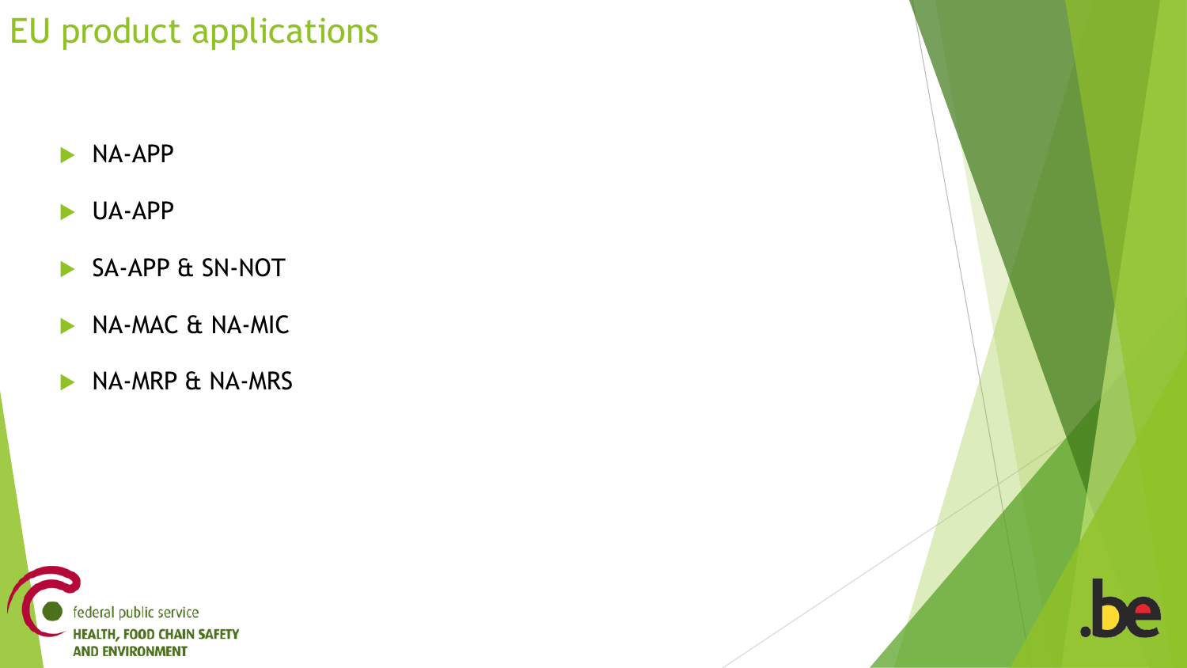# EU product applications

- NA-APP
- UA-APP
- SA-APP & SN-NOT
- NA-MAC & NA-MIC
- NA-MRP & NA-MRS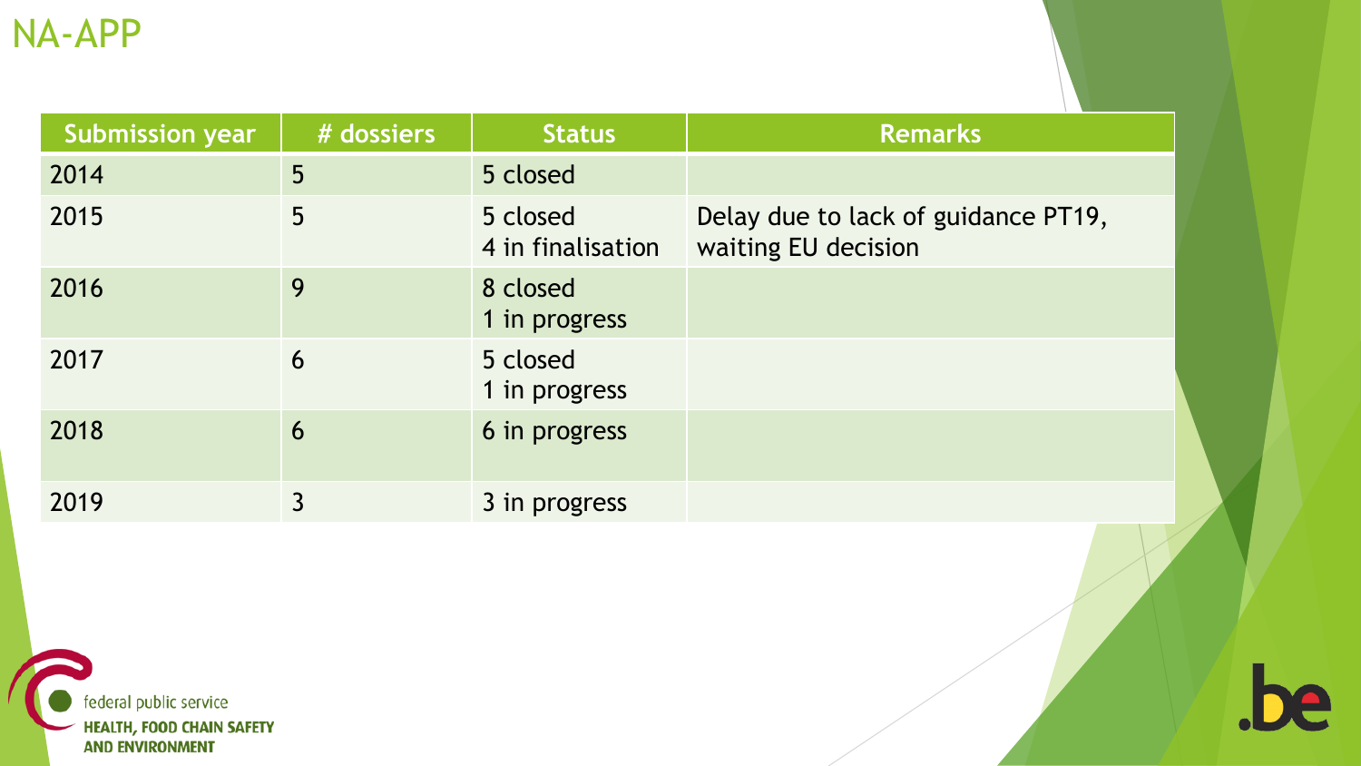# NA-APP

| Submission year | # dossiers | Status | Remarks |
|---|---|---|---|
| 2014 | 5 | 5 closed | |
| 2015 | 5 | 5 closed<br>4 in finalisation | Delay due to lack of guidance PT19, waiting EU decision |
| 2016 | 9 | 8 closed<br>1 in progress | |
| 2017 | 6 | 5 closed<br>1 in progress | |
| 2018 | 6 | 6 in progress | |
| 2019 | 3 | 3 in progress | |

federal public service
**HEALTH, FOOD CHAIN SAFETY AND ENVIRONMENT**

.be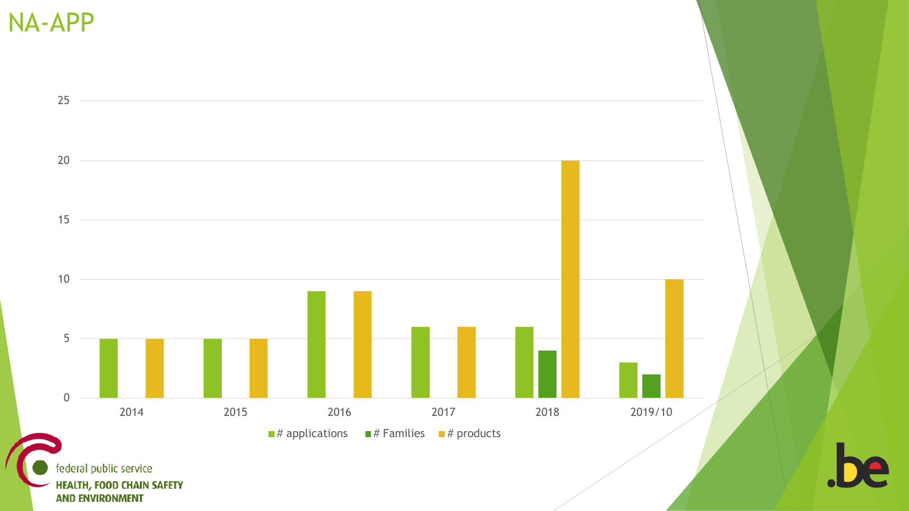# NA-APP

| | # applications | # Families | # products |
|---|---|---|---|
| 2014 | 5 | | 5 |
| 2015 | 5 | | 5 |
| 2016 | 9 | | 9 |
| 2017 | 6 | | 6 |
| 2018 | 6 | 4 | 20 |
| 2019/10 | 3 | 2 | 10 |

federal public service
**HEALTH, FOOD CHAIN SAFETY AND ENVIRONMENT**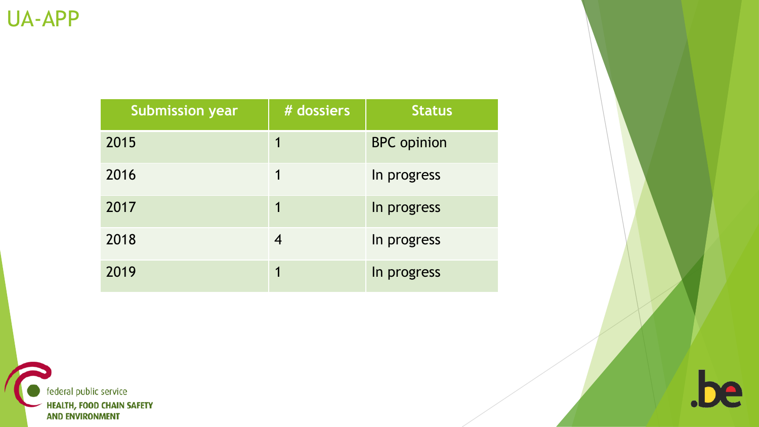# UA-APP

| Submission year | # dossiers | Status |
| --- | --- | --- |
| 2015 | 1 | BPC opinion |
| 2016 | 1 | In progress |
| 2017 | 1 | In progress |
| 2018 | 4 | In progress |
| 2019 | 1 | In progress |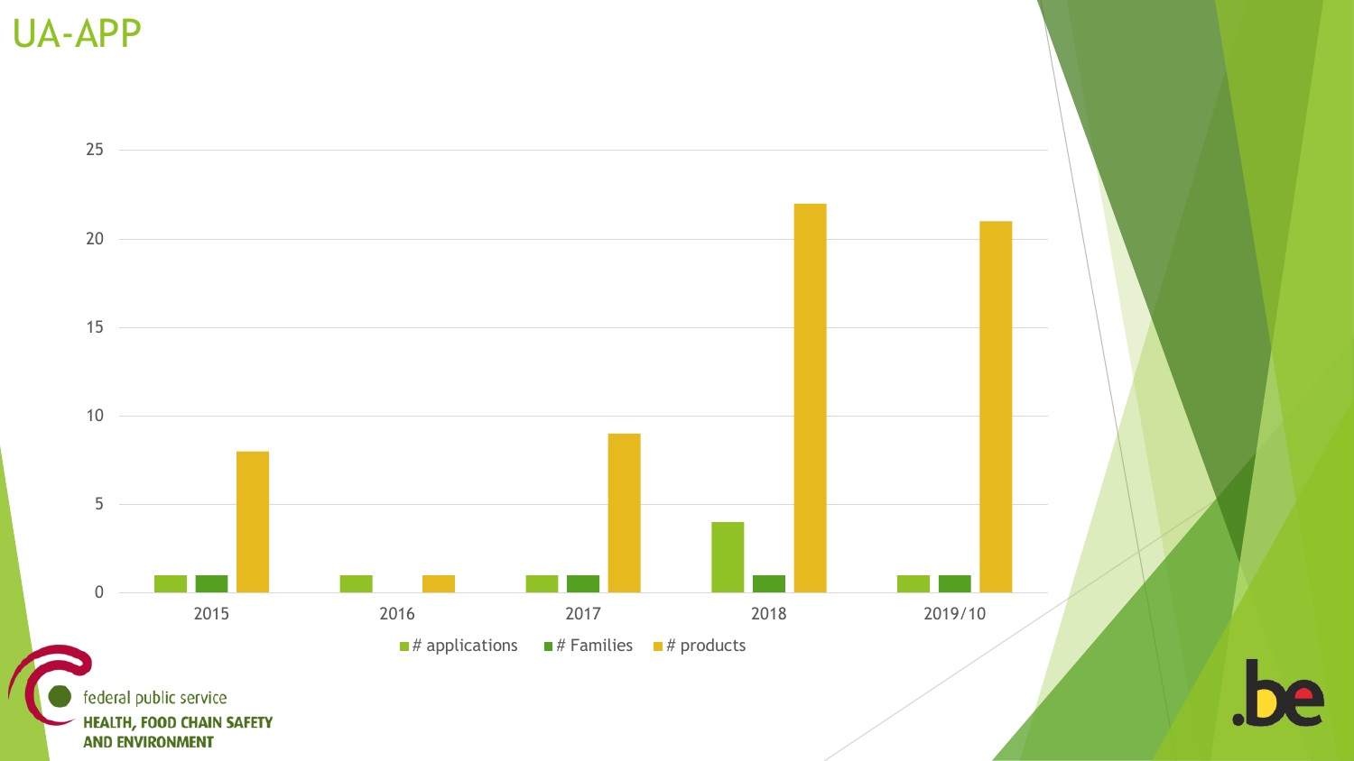# UA-APP

| | # applications | # Families | # products |
|---|---|---|---|
| 2015 | 1 | 1 | 8 |
| 2016 | 1 | 0 | 1 |
| 2017 | 1 | 1 | 9 |
| 2018 | 4 | 1 | 22 |
| 2019/10 | 1 | 1 | 21 |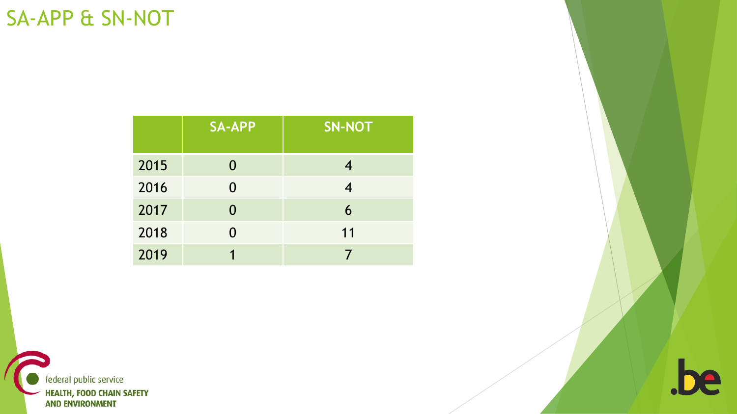# SA-APP & SN-NOT

| | SA-APP | SN-NOT |
|---|---|---|
| 2015 | 0 | 4 |
| 2016 | 0 | 4 |
| 2017 | 0 | 6 |
| 2018 | 0 | 11 |
| 2019 | 1 | 7 |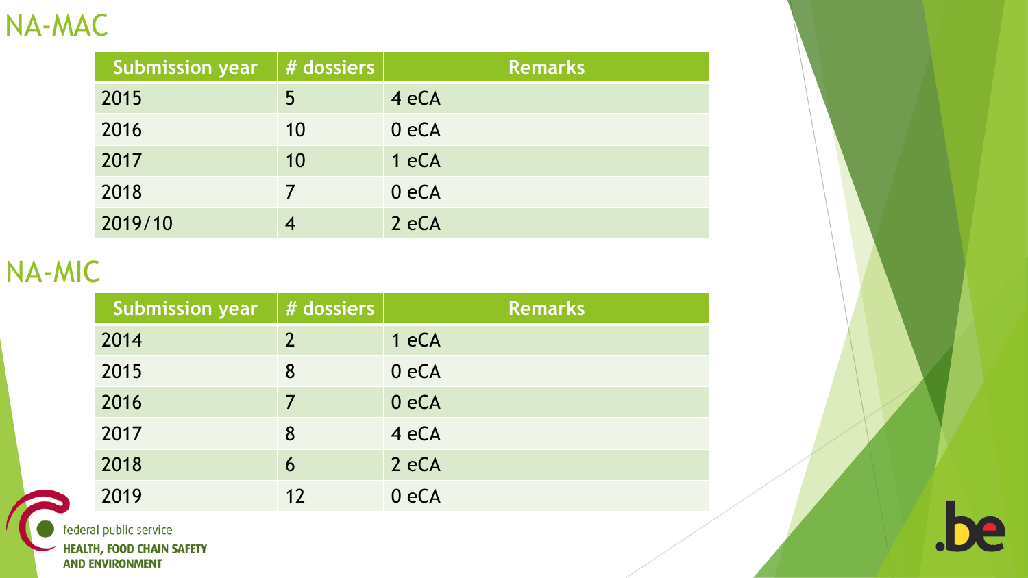# NA-MAC

| Submission year | # dossiers | Remarks |
|---|---|---|
| 2015 | 5 | 4 eCA |
| 2016 | 10 | 0 eCA |
| 2017 | 10 | 1 eCA |
| 2018 | 7 | 0 eCA |
| 2019/10 | 4 | 2 eCA |

# NA-MIC

| Submission year | # dossiers | Remarks |
|---|---|---|
| 2014 | 2 | 1 eCA |
| 2015 | 8 | 0 eCA |
| 2016 | 7 | 0 eCA |
| 2017 | 8 | 4 eCA |
| 2018 | 6 | 2 eCA |
| 2019 | 12 | 0 eCA |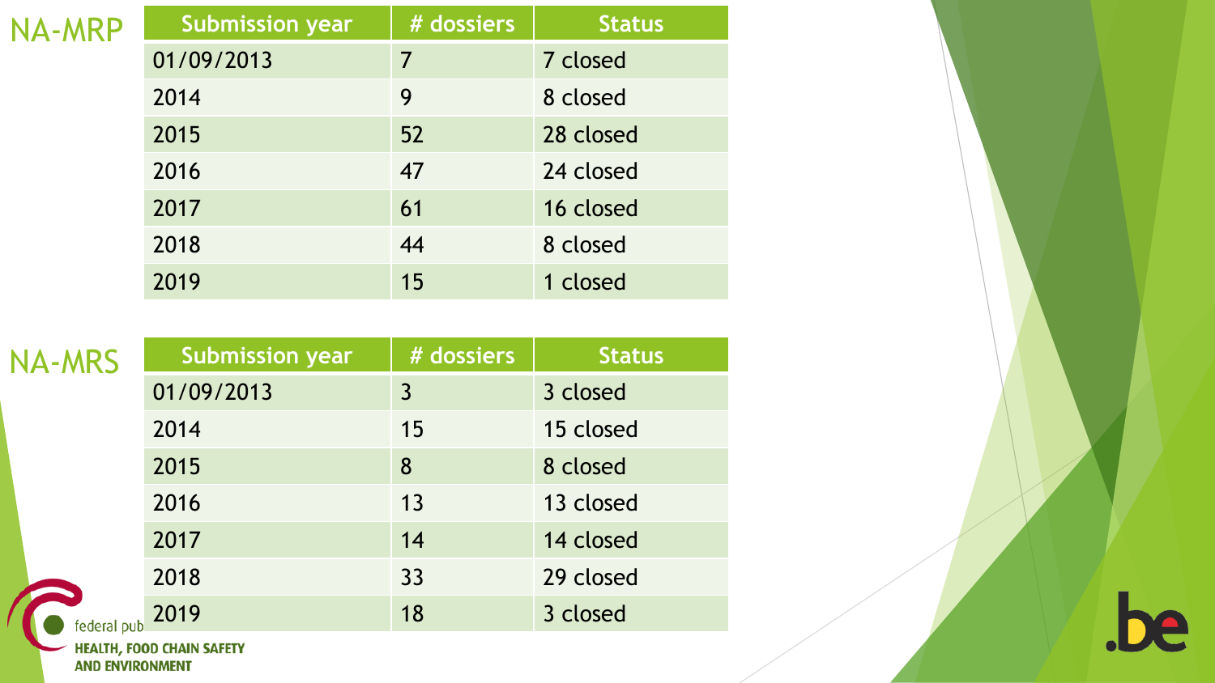## NA-MRP

| Submission year | # dossiers | Status |
|---|---|---|
| 01/09/2013 | 7 | 7 closed |
| 2014 | 9 | 8 closed |
| 2015 | 52 | 28 closed |
| 2016 | 47 | 24 closed |
| 2017 | 61 | 16 closed |
| 2018 | 44 | 8 closed |
| 2019 | 15 | 1 closed |

## NA-MRS

| Submission year | # dossiers | Status |
|---|---|---|
| 01/09/2013 | 3 | 3 closed |
| 2014 | 15 | 15 closed |
| 2015 | 8 | 8 closed |
| 2016 | 13 | 13 closed |
| 2017 | 14 | 14 closed |
| 2018 | 33 | 29 closed |
| 2019 | 18 | 3 closed |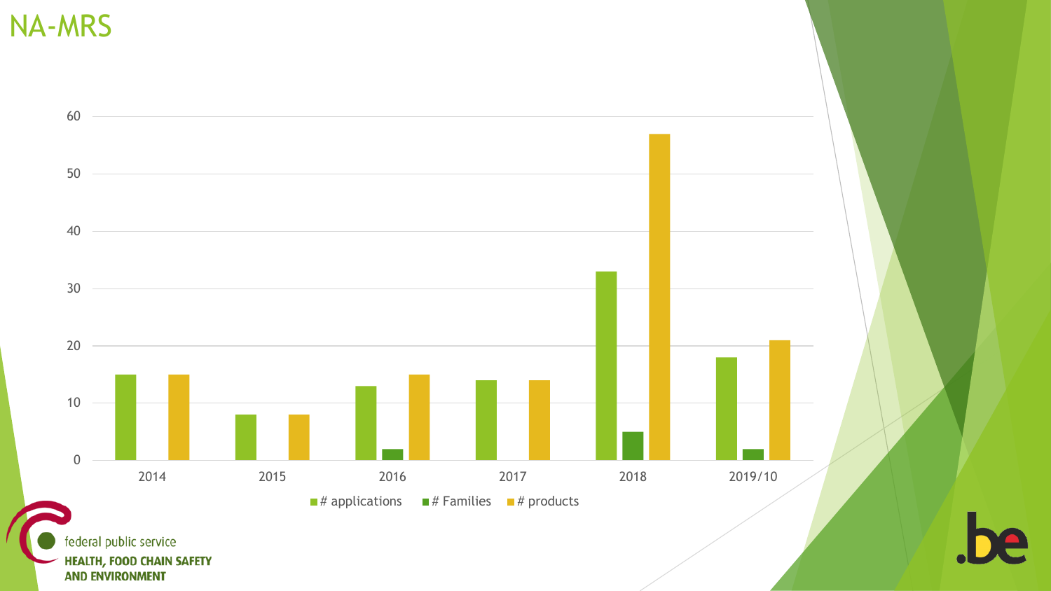# NA-MRS

| | # applications | # Families | # products |
|---|---|---|---|
| 2014 | 15 | | 15 |
| 2015 | 8 | | 8 |
| 2016 | 13 | 2 | 15 |
| 2017 | 14 | | 14 |
| 2018 | 33 | 5 | 57 |
| 2019/10 | 18 | 2 | 21 |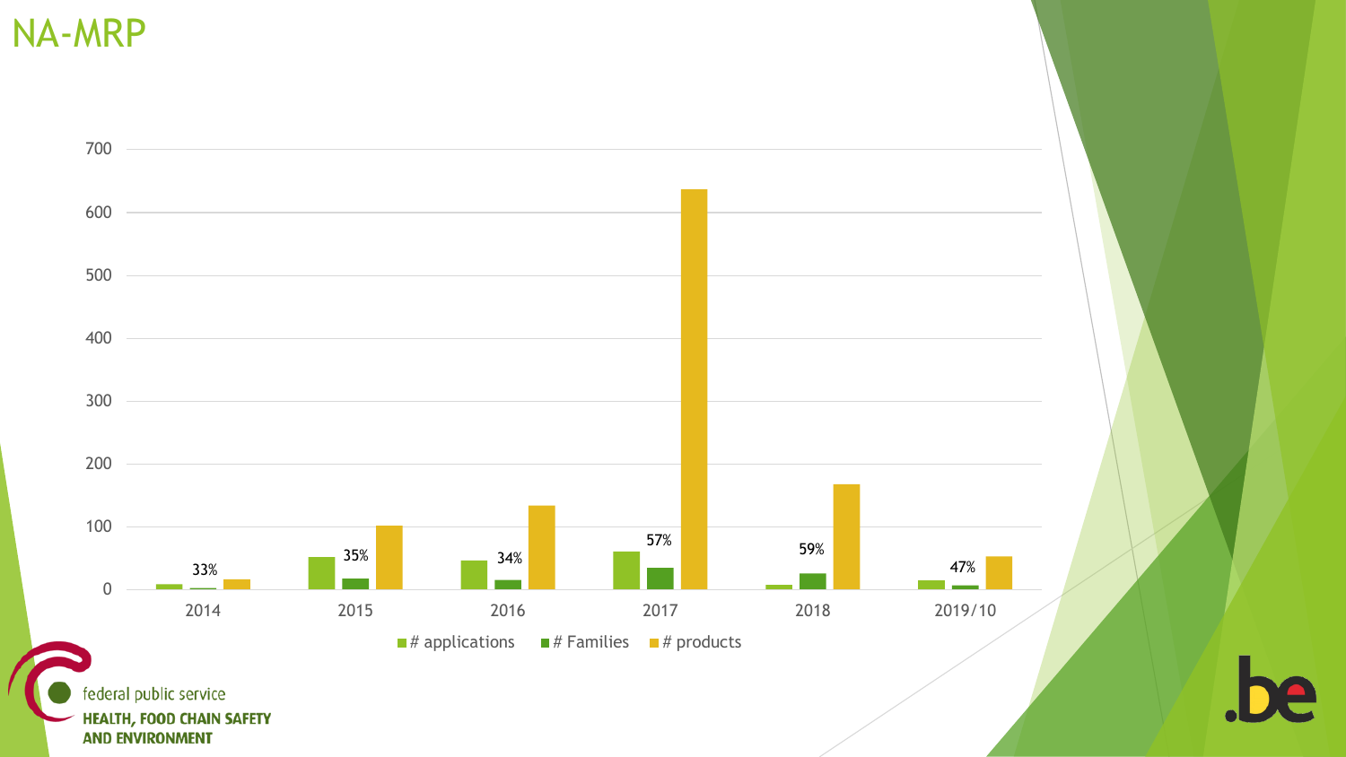# NA-MRP

700
600
500
400
300
200
100
0

| | 2014 | 2015 | 2016 | 2017 | 2018 | 2019/10 |
|---|---|---|---|---|---|---|
| % | 33% | 35% | 34% | 57% | 59% | 47% |

■ # applications ■ # Families ■ # products

federal public service
**HEALTH, FOOD CHAIN SAFETY AND ENVIRONMENT**

.be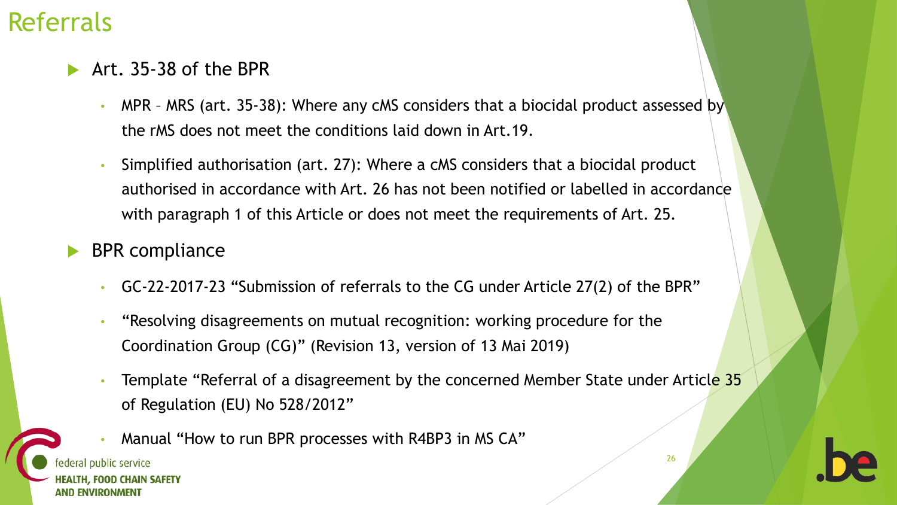# Referrals

- Art. 35-38 of the BPR
  - MPR – MRS (art. 35-38): Where any cMS considers that a biocidal product assessed by the rMS does not meet the conditions laid down in Art.19.
  - Simplified authorisation (art. 27): Where a cMS considers that a biocidal product authorised in accordance with Art. 26 has not been notified or labelled in accordance with paragraph 1 of this Article or does not meet the requirements of Art. 25.
- BPR compliance
  - GC-22-2017-23 "Submission of referrals to the CG under Article 27(2) of the BPR"
  - "Resolving disagreements on mutual recognition: working procedure for the Coordination Group (CG)" (Revision 13, version of 13 Mai 2019)
  - Template "Referral of a disagreement by the concerned Member State under Article 35 of Regulation (EU) No 528/2012"
  - Manual "How to run BPR processes with R4BP3 in MS CA"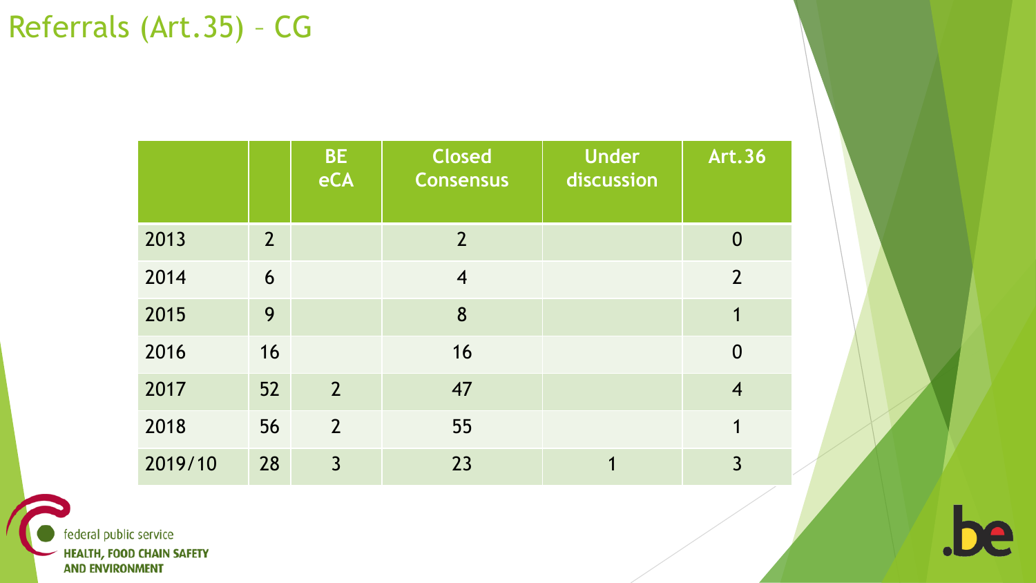# Referrals (Art.35) – CG

| | | BE eCA | Closed Consensus | Under discussion | Art.36 |
|---|---|---|---|---|---|
| 2013 | 2 | | 2 | | 0 |
| 2014 | 6 | | 4 | | 2 |
| 2015 | 9 | | 8 | | 1 |
| 2016 | 16 | | 16 | | 0 |
| 2017 | 52 | 2 | 47 | | 4 |
| 2018 | 56 | 2 | 55 | | 1 |
| 2019/10 | 28 | 3 | 23 | 1 | 3 |

federal public service
**HEALTH, FOOD CHAIN SAFETY AND ENVIRONMENT**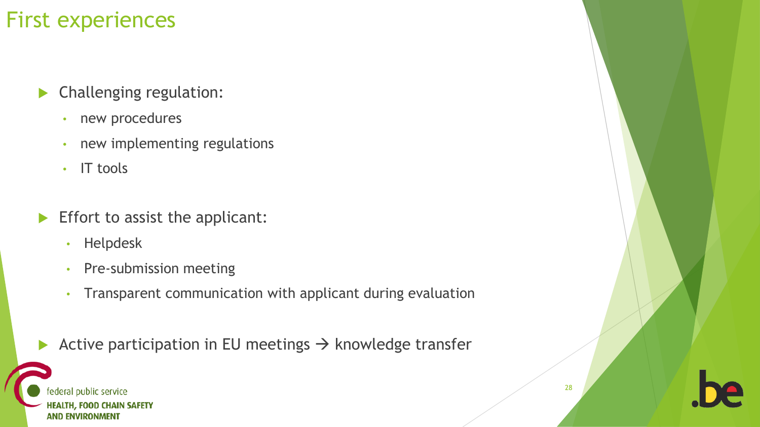# First experiences

- Challenging regulation:
  - new procedures
  - new implementing regulations
  - IT tools
- Effort to assist the applicant:
  - Helpdesk
  - Pre-submission meeting
  - Transparent communication with applicant during evaluation
- Active participation in EU meetings → knowledge transfer

federal public service
**HEALTH, FOOD CHAIN SAFETY AND ENVIRONMENT**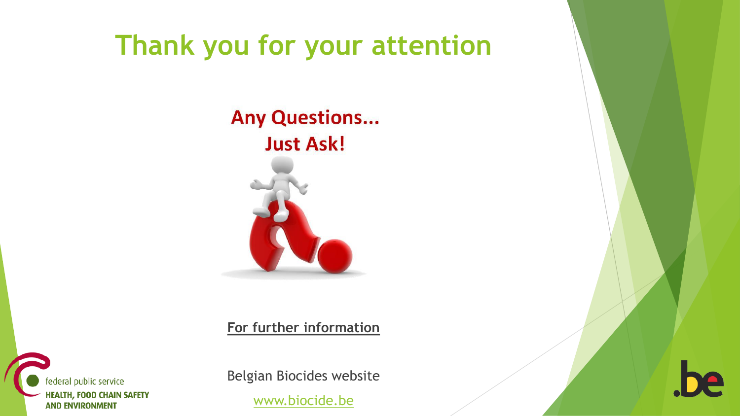# Thank you for your attention

**Any Questions...**
**Just Ask!**

**For further information**

Belgian Biocides website

www.biocide.be

federal public service
**HEALTH, FOOD CHAIN SAFETY AND ENVIRONMENT**